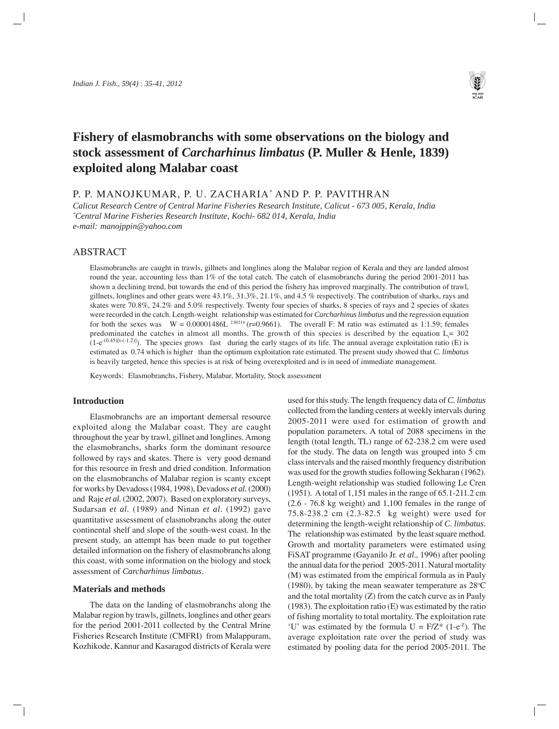# Fishery of elasmobranchs with some observations on the biology and stock assessment of *Carcharhinus limbatus* (P. Muller & Henle, 1839) exploited along Malabar coast

P. P. MANOJKUMAR, P. U. ZACHARIA[*] AND P. P. PAVITHRAN

*Calicut Research Centre of Central Marine Fisheries Research Institute, Calicut - 673 005, Kerala, India*
*[*]Central Marine Fisheries Research Institute, Kochi- 682 014, Kerala, India*
*e-mail: manojppin@yahoo.com*

## ABSTRACT

Elasmobranchs are caught in trawls, gillnets and longlines along the Malabar region of Kerala and they are landed almost round the year, accounting less than 1% of the total catch. The catch of elasmobranchs during the period 2001-2011 has shown a declining trend, but towards the end of this period the fishery has improved marginally. The contribution of trawl, gillnets, longlines and other gears were 43.1%, 31.3%, 21.1%, and 4.5 % respectively. The contribution of sharks, rays and skates were 70.8%, 24.2% and 5.0% respectively. Twenty four species of sharks, 8 species of rays and 2 species of skates were recorded in the catch. Length-weight relationship was estimated for *Carcharhinus limbatus* and the regression equation for both the sexes was $W = 0.00001486L^{2.80214}$ (r=0.9661). The overall F: M ratio was estimated as 1:1.59; females predominated the catches in almost all months. The growth of this species is described by the equation $L_t = 302\ (1-e^{-(0.45)[t-(-1.2)]})$. The species grows fast during the early stages of its life. The annual average exploitation ratio (E) is estimated as 0.74 which is higher than the optimum exploitation rate estimated. The present study showed that *C. limbatus* is heavily targeted, hence this species is at risk of being overexploited and is in need of immediate management.

Keywords: Elasmobranchs, Fishery, Malabar, Mortality, Stock assessment

## Introduction

Elasmobranchs are an important demersal resource exploited along the Malabar coast. They are caught throughout the year by trawl, gillnet and longlines. Among the elasmobranchs, sharks form the dominant resource followed by rays and skates. There is very good demand for this resource in fresh and dried condition. Information on the elasmobranchs of Malabar region is scanty except for works by Devadoss (1984, 1998), Devadoss *et al.* (2000) and Raje *et al.* (2002, 2007). Based on exploratory surveys, Sudarsan *et al.* (1989) and Ninan *et al.* (1992) gave quantitative assessment of elasmobranchs along the outer continental shelf and slope of the south-west coast. In the present study, an attempt has been made to put together detailed information on the fishery of elasmobranchs along this coast, with some information on the biology and stock assessment of *Carcharhinus limbatus*.

## Materials and methods

The data on the landing of elasmobranchs along the Malabar region by trawls, gillnets, longlines and other gears for the period 2001-2011 collected by the Central Mrine Fisheries Research Institute (CMFRI) from Malappuram, Kozhikode, Kannur and Kasaragod districts of Kerala were used for this study. The length frequency data of *C. limbatus* collected from the landing centers at weekly intervals during 2005-2011 were used for estimation of growth and population parameters. A total of 2088 specimens in the length (total length, TL) range of 62-238.2 cm were used for the study. The data on length was grouped into 5 cm class intervals and the raised monthly frequency distribution was used for the growth studies following Sekharan (1962). Length-weight relationship was studied following Le Cren (1951). A total of 1,151 males in the range of 65.1-211.2 cm (2.6 - 76.8 kg weight) and 1,100 females in the range of 75.8-238.2 cm (2.3-82.5 kg weight) were used for determining the length-weight relationship of *C. limbatus*. The relationship was estimated by the least square method. Growth and mortality parameters were estimated using FiSAT programme (Gayanilo Jr. *et al*., 1996) after pooling the annual data for the period 2005-2011. Natural mortality (M) was estimated from the empirical formula as in Pauly (1980), by taking the mean seawater temperature as 28°C and the total mortality (Z) from the catch curve as in Pauly (1983). The exploitation ratio (E) was estimated by the ratio of fishing mortality to total mortality. The exploitation rate 'U' was estimated by the formula $U = F/Z^* (1-e^{-Z})$. The average exploitation rate over the period of study was estimated by pooling data for the period 2005-2011. The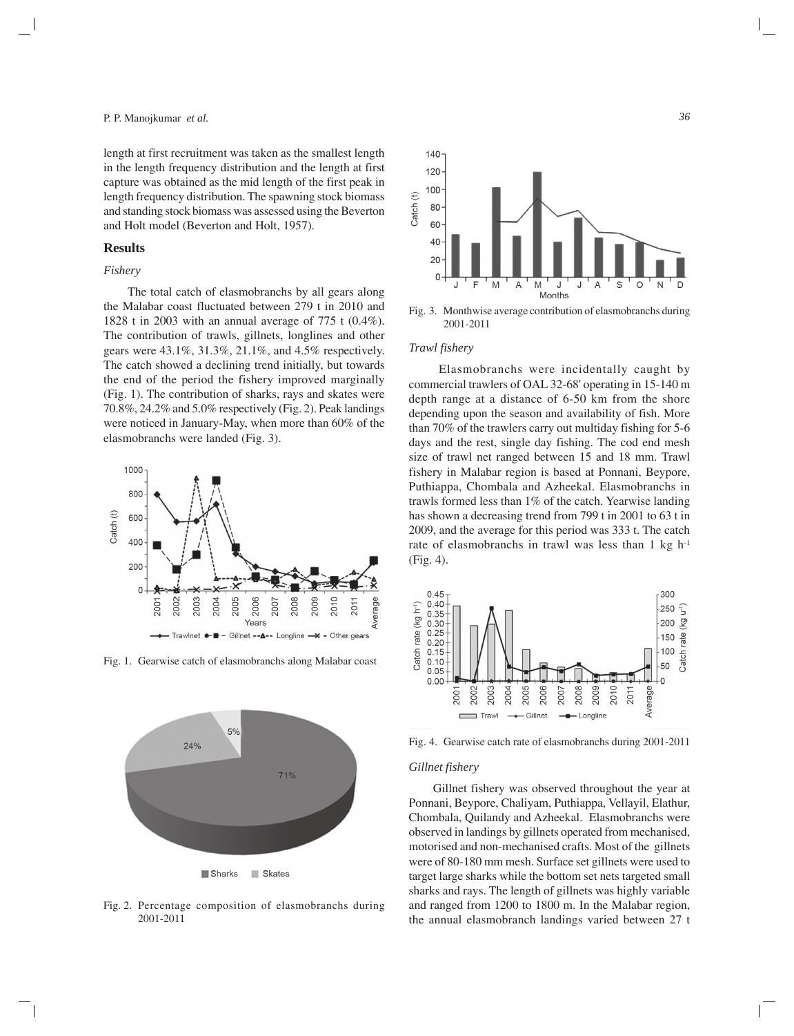length at first recruitment was taken as the smallest length in the length frequency distribution and the length at first capture was obtained as the mid length of the first peak in length frequency distribution. The spawning stock biomass and standing stock biomass was assessed using the Beverton and Holt model (Beverton and Holt, 1957).

## Results

### *Fishery*

The total catch of elasmobranchs by all gears along the Malabar coast fluctuated between 279 t in 2010 and 1828 t in 2003 with an annual average of 775 t (0.4%). The contribution of trawls, gillnets, longlines and other gears were 43.1%, 31.3%, 21.1%, and 4.5% respectively. The catch showed a declining trend initially, but towards the end of the period the fishery improved marginally (Fig. 1). The contribution of sharks, rays and skates were 70.8%, 24.2% and 5.0% respectively (Fig. 2). Peak landings were noticed in January-May, when more than 60% of the elasmobranchs were landed (Fig. 3).

Fig. 1. Gearwise catch of elasmobranchs along Malabar coast

Fig. 2. Percentage composition of elasmobranchs during 2001-2011

Fig. 3. Monthwise average contribution of elasmobranchs during 2001-2011

### *Trawl fishery*

Elasmobranchs were incidentally caught by commercial trawlers of OAL 32-68' operating in 15-140 m depth range at a distance of 6-50 km from the shore depending upon the season and availability of fish. More than 70% of the trawlers carry out multiday fishing for 5-6 days and the rest, single day fishing. The cod end mesh size of trawl net ranged between 15 and 18 mm. Trawl fishery in Malabar region is based at Ponnani, Beypore, Puthiappa, Chombala and Azheekal. Elasmobranchs in trawls formed less than 1% of the catch. Yearwise landing has shown a decreasing trend from 799 t in 2001 to 63 t in 2009, and the average for this period was 333 t. The catch rate of elasmobranchs in trawl was less than 1 kg $h^{-1}$ (Fig. 4).

Fig. 4. Gearwise catch rate of elasmobranchs during 2001-2011

### *Gillnet fishery*

Gillnet fishery was observed throughout the year at Ponnani, Beypore, Chaliyam, Puthiappa, Vellayil, Elathur, Chombala, Quilandy and Azheekal. Elasmobranchs were observed in landings by gillnets operated from mechanised, motorised and non-mechanised crafts. Most of the gillnets were of 80-180 mm mesh. Surface set gillnets were used to target large sharks while the bottom set nets targeted small sharks and rays. The length of gillnets was highly variable and ranged from 1200 to 1800 m. In the Malabar region, the annual elasmobranch landings varied between 27 t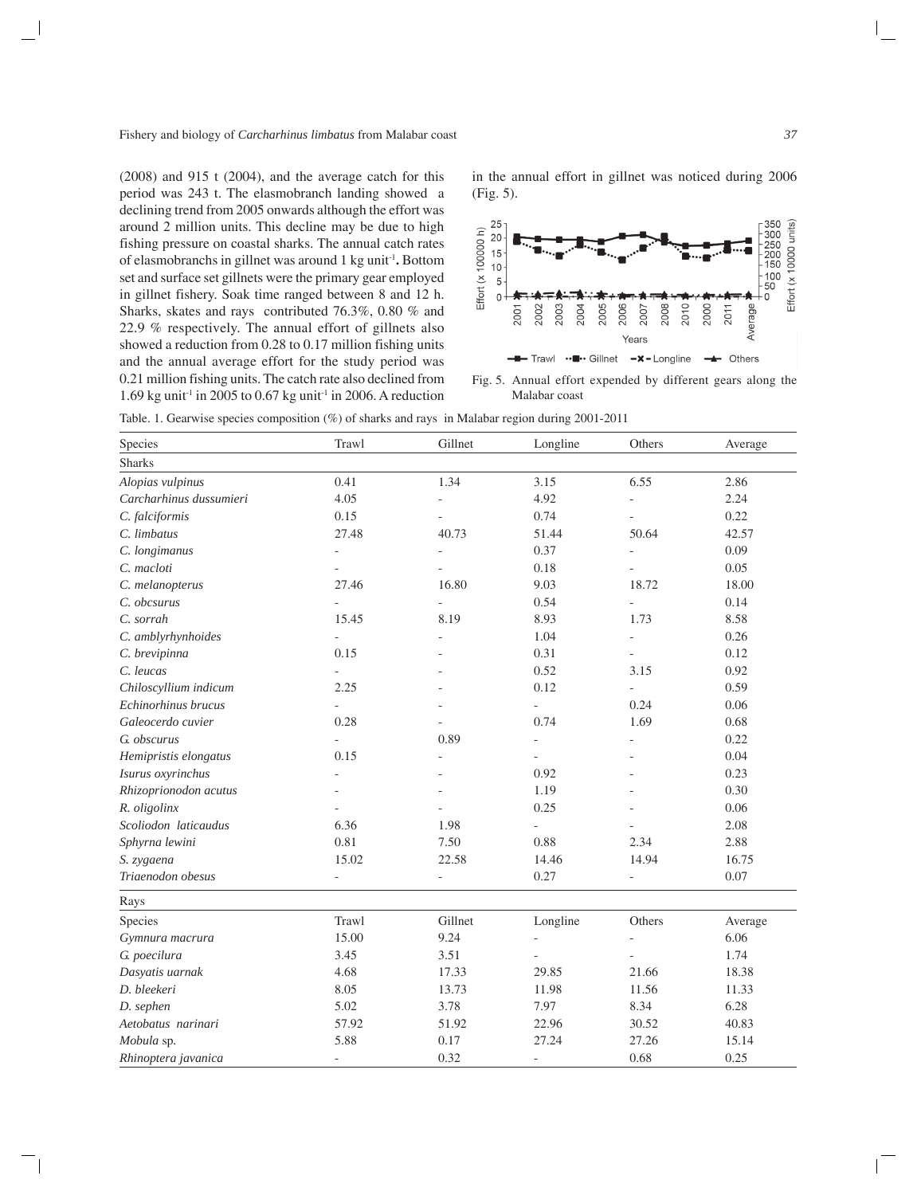(2008) and 915 t (2004), and the average catch for this period was 243 t. The elasmobranch landing showed a declining trend from 2005 onwards although the effort was around 2 million units. This decline may be due to high fishing pressure on coastal sharks. The annual catch rates of elasmobranchs in gillnet was around 1 kg unit$^{-1}$**.** Bottom set and surface set gillnets were the primary gear employed in gillnet fishery. Soak time ranged between 8 and 12 h. Sharks, skates and rays contributed 76.3%, 0.80 % and 22.9 % respectively. The annual effort of gillnets also showed a reduction from 0.28 to 0.17 million fishing units and the annual average effort for the study period was 0.21 million fishing units. The catch rate also declined from 1.69 kg unit$^{-1}$ in 2005 to 0.67 kg unit$^{-1}$ in 2006. A reduction in the annual effort in gillnet was noticed during 2006 (Fig. 5).

Fig. 5. Annual effort expended by different gears along the Malabar coast

Table. 1. Gearwise species composition (%) of sharks and rays in Malabar region during 2001-2011

| Species | Trawl | Gillnet | Longline | Others | Average |
|---|---|---|---|---|---|
| **Sharks** | | | | | |
| *Alopias vulpinus* | 0.41 | 1.34 | 3.15 | 6.55 | 2.86 |
| *Carcharhinus dussumieri* | 4.05 | - | 4.92 | - | 2.24 |
| *C. falciformis* | 0.15 | - | 0.74 | - | 0.22 |
| *C. limbatus* | 27.48 | 40.73 | 51.44 | 50.64 | 42.57 |
| *C. longimanus* | - | - | 0.37 | - | 0.09 |
| *C. macloti* | - | - | 0.18 | - | 0.05 |
| *C. melanopterus* | 27.46 | 16.80 | 9.03 | 18.72 | 18.00 |
| *C. obcsurus* | - | - | 0.54 | - | 0.14 |
| *C. sorrah* | 15.45 | 8.19 | 8.93 | 1.73 | 8.58 |
| *C. amblyrhynhoides* | - | - | 1.04 | - | 0.26 |
| *C. brevipinna* | 0.15 | - | 0.31 | - | 0.12 |
| *C. leucas* | - | - | 0.52 | 3.15 | 0.92 |
| *Chiloscyllium indicum* | 2.25 | - | 0.12 | - | 0.59 |
| *Echinorhinus brucus* | - | - | - | 0.24 | 0.06 |
| *Galeocerdo cuvier* | 0.28 | - | 0.74 | 1.69 | 0.68 |
| *G. obscurus* | - | 0.89 | - | - | 0.22 |
| *Hemipristis elongatus* | 0.15 | - | - | - | 0.04 |
| *Isurus oxyrinchus* | - | - | 0.92 | - | 0.23 |
| *Rhizoprionodon acutus* | - | - | 1.19 | - | 0.30 |
| *R. oligolinx* | - | - | 0.25 | - | 0.06 |
| *Scoliodon laticaudus* | 6.36 | 1.98 | - | - | 2.08 |
| *Sphyrna lewini* | 0.81 | 7.50 | 0.88 | 2.34 | 2.88 |
| *S. zygaena* | 15.02 | 22.58 | 14.46 | 14.94 | 16.75 |
| *Triaenodon obesus* | - | - | 0.27 | - | 0.07 |
| **Rays** | | | | | |
| Species | Trawl | Gillnet | Longline | Others | Average |
| *Gymnura macrura* | 15.00 | 9.24 | - | - | 6.06 |
| *G. poecilura* | 3.45 | 3.51 | - | - | 1.74 |
| *Dasyatis uarnak* | 4.68 | 17.33 | 29.85 | 21.66 | 18.38 |
| *D. bleekeri* | 8.05 | 13.73 | 11.98 | 11.56 | 11.33 |
| *D. sephen* | 5.02 | 3.78 | 7.97 | 8.34 | 6.28 |
| *Aetobatus narinari* | 57.92 | 51.92 | 22.96 | 30.52 | 40.83 |
| *Mobula* sp. | 5.88 | 0.17 | 27.24 | 27.26 | 15.14 |
| *Rhinoptera javanica* | - | 0.32 | - | 0.68 | 0.25 |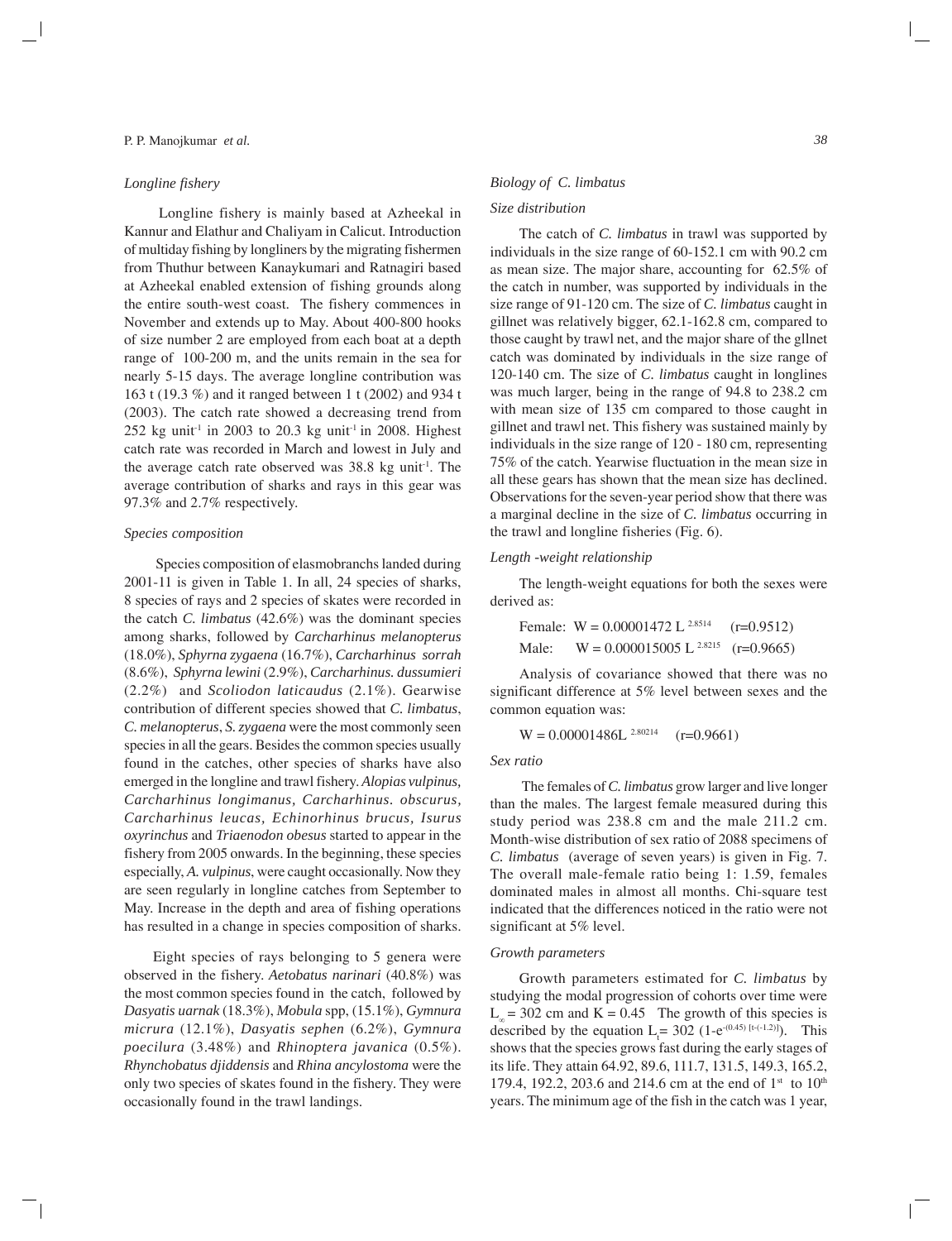### *Longline fishery*

Longline fishery is mainly based at Azheekal in Kannur and Elathur and Chaliyam in Calicut. Introduction of multiday fishing by longliners by the migrating fishermen from Thuthur between Kanaykumari and Ratnagiri based at Azheekal enabled extension of fishing grounds along the entire south-west coast. The fishery commences in November and extends up to May. About 400-800 hooks of size number 2 are employed from each boat at a depth range of 100-200 m, and the units remain in the sea for nearly 5-15 days. The average longline contribution was 163 t (19.3 %) and it ranged between 1 t (2002) and 934 t (2003). The catch rate showed a decreasing trend from 252 kg unit$^{-1}$ in 2003 to 20.3 kg unit$^{-1}$ in 2008. Highest catch rate was recorded in March and lowest in July and the average catch rate observed was 38.8 kg unit$^{-1}$. The average contribution of sharks and rays in this gear was 97.3% and 2.7% respectively.

### *Species composition*

Species composition of elasmobranchs landed during 2001-11 is given in Table 1. In all, 24 species of sharks, 8 species of rays and 2 species of skates were recorded in the catch *C. limbatus* (42.6%) was the dominant species among sharks, followed by *Carcharhinus melanopterus* (18.0%), *Sphyrna zygaena* (16.7%), *Carcharhinus sorrah* (8.6%), *Sphyrna lewini* (2.9%), *Carcharhinus. dussumieri* (2.2%) and *Scoliodon laticaudus* (2.1%). Gearwise contribution of different species showed that *C. limbatus*, *C. melanopterus*, *S. zygaena* were the most commonly seen species in all the gears. Besides the common species usually found in the catches, other species of sharks have also emerged in the longline and trawl fishery. *Alopias vulpinus, Carcharhinus longimanus, Carcharhinus. obscurus, Carcharhinus leucas, Echinorhinus brucus, Isurus oxyrinchus* and *Triaenodon obesus* started to appear in the fishery from 2005 onwards. In the beginning, these species especially, *A. vulpinus*, were caught occasionally. Now they are seen regularly in longline catches from September to May. Increase in the depth and area of fishing operations has resulted in a change in species composition of sharks.

Eight species of rays belonging to 5 genera were observed in the fishery. *Aetobatus narinari* (40.8%) was the most common species found in the catch, followed by *Dasyatis uarnak* (18.3%), *Mobula* spp, (15.1%), *Gymnura micrura* (12.1%), *Dasyatis sephen* (6.2%), *Gymnura poecilura* (3.48%) and *Rhinoptera javanica* (0.5%). *Rhynchobatus djiddensis* and *Rhina ancylostoma* were the only two species of skates found in the fishery. They were occasionally found in the trawl landings.

### *Biology of C. limbatus*

### *Size distribution*

The catch of *C. limbatus* in trawl was supported by individuals in the size range of 60-152.1 cm with 90.2 cm as mean size. The major share, accounting for 62.5% of the catch in number, was supported by individuals in the size range of 91-120 cm. The size of *C. limbatus* caught in gillnet was relatively bigger, 62.1-162.8 cm, compared to those caught by trawl net, and the major share of the gllnet catch was dominated by individuals in the size range of 120-140 cm. The size of *C. limbatus* caught in longlines was much larger, being in the range of 94.8 to 238.2 cm with mean size of 135 cm compared to those caught in gillnet and trawl net. This fishery was sustained mainly by individuals in the size range of 120 - 180 cm, representing 75% of the catch. Yearwise fluctuation in the mean size in all these gears has shown that the mean size has declined. Observations for the seven-year period show that there was a marginal decline in the size of *C. limbatus* occurring in the trawl and longline fisheries (Fig. 6).

### *Length -weight relationship*

The length-weight equations for both the sexes were derived as:

Female: $W = 0.00001472\ L^{2.8514}$ (r=0.9512)

Male: $W = 0.000015005\ L^{2.8215}$ (r=0.9665)

Analysis of covariance showed that there was no significant difference at 5% level between sexes and the common equation was:

$W = 0.00001486L^{2.80214}$ (r=0.9661)

### *Sex ratio*

The females of *C. limbatus* grow larger and live longer than the males. The largest female measured during this study period was 238.8 cm and the male 211.2 cm. Month-wise distribution of sex ratio of 2088 specimens of *C. limbatus* (average of seven years) is given in Fig. 7. The overall male-female ratio being 1: 1.59, females dominated males in almost all months. Chi-square test indicated that the differences noticed in the ratio were not significant at 5% level.

### *Growth parameters*

Growth parameters estimated for *C. limbatus* by studying the modal progression of cohorts over time were $L_{\infty}$ = 302 cm and K = 0.45 The growth of this species is described by the equation $L_t = 302\ (1-e^{-(0.45)\ [t-(-1.2)]})$. This shows that the species grows fast during the early stages of its life. They attain 64.92, 89.6, 111.7, 131.5, 149.3, 165.2, 179.4, 192.2, 203.6 and 214.6 cm at the end of 1$^{st}$ to 10$^{th}$ years. The minimum age of the fish in the catch was 1 year,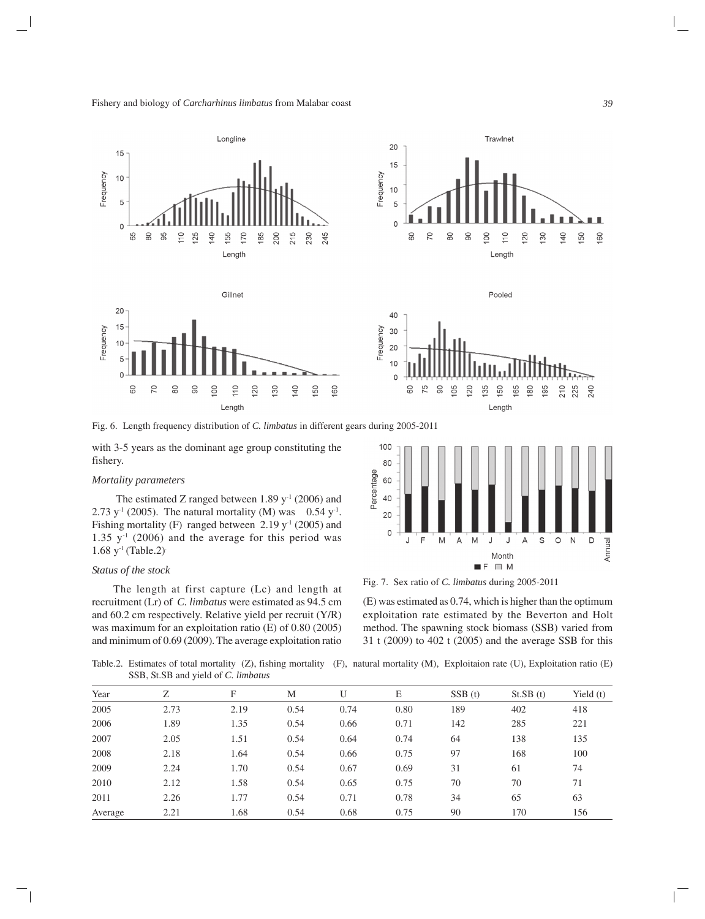Fig. 6. Length frequency distribution of *C. limbatus* in different gears during 2005-2011

with 3-5 years as the dominant age group constituting the fishery.

### *Mortality parameters*

The estimated Z ranged between 1.89 $y^{-1}$ (2006) and 2.73 $y^{-1}$ (2005). The natural mortality (M) was 0.54 $y^{-1}$. Fishing mortality (F) ranged between 2.19 $y^{-1}$ (2005) and 1.35 $y^{-1}$ (2006) and the average for this period was 1.68 $y^{-1}$ (Table.2).

### *Status of the stock*

The length at first capture (Lc) and length at recruitment (Lr) of *C. limbatus* were estimated as 94.5 cm and 60.2 cm respectively. Relative yield per recruit (Y/R) was maximum for an exploitation ratio (E) of 0.80 (2005) and minimum of 0.69 (2009). The average exploitation ratio (E) was estimated as 0.74, which is higher than the optimum exploitation rate estimated by the Beverton and Holt method. The spawning stock biomass (SSB) varied from 31 t (2009) to 402 t (2005) and the average SSB for this

Fig. 7. Sex ratio of *C. limbatus* during 2005-2011

Table.2. Estimates of total mortality (Z), fishing mortality (F), natural mortality (M), Exploitaion rate (U), Exploitation ratio (E) SSB, St.SB and yield of *C. limbatus*

| Year | Z | F | M | U | E | SSB (t) | St.SB (t) | Yield (t) |
|---|---|---|---|---|---|---|---|---|
| 2005 | 2.73 | 2.19 | 0.54 | 0.74 | 0.80 | 189 | 402 | 418 |
| 2006 | 1.89 | 1.35 | 0.54 | 0.66 | 0.71 | 142 | 285 | 221 |
| 2007 | 2.05 | 1.51 | 0.54 | 0.64 | 0.74 | 64 | 138 | 135 |
| 2008 | 2.18 | 1.64 | 0.54 | 0.66 | 0.75 | 97 | 168 | 100 |
| 2009 | 2.24 | 1.70 | 0.54 | 0.67 | 0.69 | 31 | 61 | 74 |
| 2010 | 2.12 | 1.58 | 0.54 | 0.65 | 0.75 | 70 | 70 | 71 |
| 2011 | 2.26 | 1.77 | 0.54 | 0.71 | 0.78 | 34 | 65 | 63 |
| Average | 2.21 | 1.68 | 0.54 | 0.68 | 0.75 | 90 | 170 | 156 |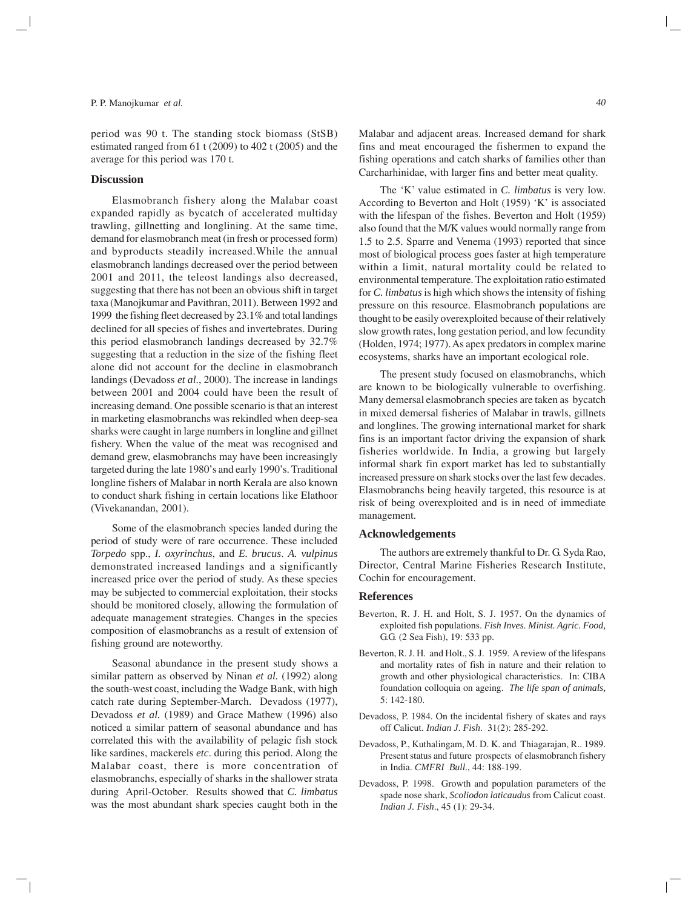period was 90 t. The standing stock biomass (StSB) estimated ranged from 61 t (2009) to 402 t (2005) and the average for this period was 170 t.

## Discussion

Elasmobranch fishery along the Malabar coast expanded rapidly as bycatch of accelerated multiday trawling, gillnetting and longlining. At the same time, demand for elasmobranch meat (in fresh or processed form) and byproducts steadily increased.While the annual elasmobranch landings decreased over the period between 2001 and 2011, the teleost landings also decreased, suggesting that there has not been an obvious shift in target taxa (Manojkumar and Pavithran, 2011). Between 1992 and 1999 the fishing fleet decreased by 23.1% and total landings declined for all species of fishes and invertebrates. During this period elasmobranch landings decreased by 32.7% suggesting that a reduction in the size of the fishing fleet alone did not account for the decline in elasmobranch landings (Devadoss *et al*., 2000). The increase in landings between 2001 and 2004 could have been the result of increasing demand. One possible scenario is that an interest in marketing elasmobranchs was rekindled when deep-sea sharks were caught in large numbers in longline and gillnet fishery. When the value of the meat was recognised and demand grew, elasmobranchs may have been increasingly targeted during the late 1980's and early 1990's. Traditional longline fishers of Malabar in north Kerala are also known to conduct shark fishing in certain locations like Elathoor (Vivekanandan, 2001).

Some of the elasmobranch species landed during the period of study were of rare occurrence. These included *Torpedo* spp., *I. oxyrinchus*, and *E. brucus*. *A. vulpinus* demonstrated increased landings and a significantly increased price over the period of study. As these species may be subjected to commercial exploitation, their stocks should be monitored closely, allowing the formulation of adequate management strategies. Changes in the species composition of elasmobranchs as a result of extension of fishing ground are noteworthy.

Seasonal abundance in the present study shows a similar pattern as observed by Ninan *et al.* (1992) along the south-west coast, including the Wadge Bank, with high catch rate during September-March. Devadoss (1977), Devadoss *et al.* (1989) and Grace Mathew (1996) also noticed a similar pattern of seasonal abundance and has correlated this with the availability of pelagic fish stock like sardines, mackerels *etc*. during this period. Along the Malabar coast, there is more concentration of elasmobranchs, especially of sharks in the shallower strata during April-October. Results showed that *C. limbatus* was the most abundant shark species caught both in the Malabar and adjacent areas. Increased demand for shark fins and meat encouraged the fishermen to expand the fishing operations and catch sharks of families other than Carcharhinidae, with larger fins and better meat quality.

The 'K' value estimated in *C. limbatus* is very low. According to Beverton and Holt (1959) 'K' is associated with the lifespan of the fishes. Beverton and Holt (1959) also found that the M/K values would normally range from 1.5 to 2.5. Sparre and Venema (1993) reported that since most of biological process goes faster at high temperature within a limit, natural mortality could be related to environmental temperature. The exploitation ratio estimated for *C. limbatus* is high which shows the intensity of fishing pressure on this resource. Elasmobranch populations are thought to be easily overexploited because of their relatively slow growth rates, long gestation period, and low fecundity (Holden, 1974; 1977). As apex predators in complex marine ecosystems, sharks have an important ecological role.

The present study focused on elasmobranchs, which are known to be biologically vulnerable to overfishing. Many demersal elasmobranch species are taken as bycatch in mixed demersal fisheries of Malabar in trawls, gillnets and longlines. The growing international market for shark fins is an important factor driving the expansion of shark fisheries worldwide. In India, a growing but largely informal shark fin export market has led to substantially increased pressure on shark stocks over the last few decades. Elasmobranchs being heavily targeted, this resource is at risk of being overexploited and is in need of immediate management.

## Acknowledgements

The authors are extremely thankful to Dr. G. Syda Rao, Director, Central Marine Fisheries Research Institute, Cochin for encouragement.

## References

Beverton, R. J. H. and Holt, S. J. 1957. On the dynamics of exploited fish populations. *Fish Inves. Minist. Agric. Food,* G.G. (2 Sea Fish), 19: 533 pp.

Beverton, R. J. H. and Holt., S. J. 1959. A review of the lifespans and mortality rates of fish in nature and their relation to growth and other physiological characteristics. In: CIBA foundation colloquia on ageing. *The life span of animals,* 5: 142-180.

Devadoss, P. 1984. On the incidental fishery of skates and rays off Calicut. *Indian J. Fish*. 31(2): 285-292.

Devadoss, P., Kuthalingam, M. D. K. and Thiagarajan, R.. 1989. Present status and future prospects of elasmobranch fishery in India. *CMFRI Bull*., 44: 188-199.

Devadoss, P. 1998. Growth and population parameters of the spade nose shark, *Scoliodon laticaudus* from Calicut coast. *Indian J. Fish*., 45 (1): 29-34.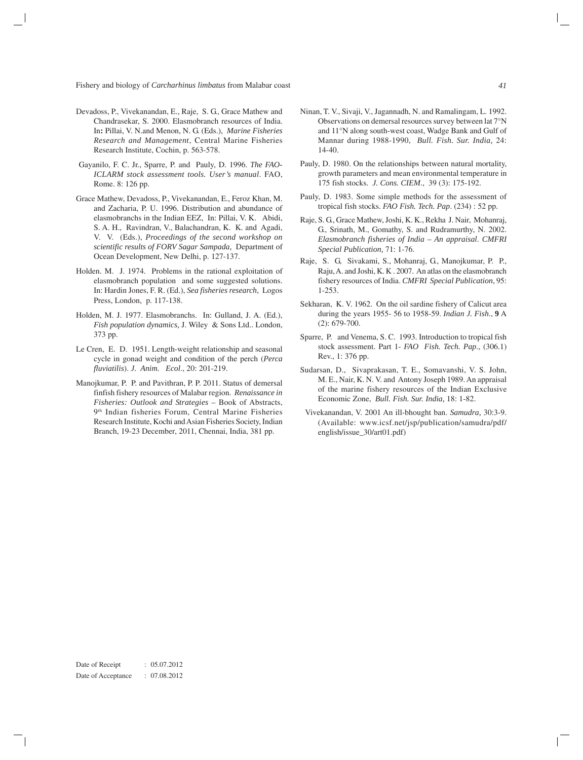Devadoss, P., Vivekanandan, E., Raje, S. G., Grace Mathew and Chandrasekar, S. 2000. Elasmobranch resources of India. In**:** Pillai, V. N.and Menon, N. G. (Eds.), *Marine Fisheries Research and Management*, Central Marine Fisheries Research Institute, Cochin, p. 563-578.

Gayanilo, F. C. Jr., Sparre, P. and Pauly, D. 1996. *The FAO-ICLARM stock assessment tools. User's manual*. FAO, Rome. 8: 126 pp.

Grace Mathew, Devadoss, P., Vivekanandan, E., Feroz Khan, M. and Zacharia, P. U. 1996. Distribution and abundance of elasmobranchs in the Indian EEZ, In: Pillai, V. K. Abidi, S. A. H., Ravindran, V., Balachandran, K. K. and Agadi, V. V. (Eds.), *Proceedings of the second workshop on scientific results of FORV Sagar Sampada,* Department of Ocean Development, New Delhi, p. 127-137.

Holden. M. J. 1974. Problems in the rational exploitation of elasmobranch population and some suggested solutions. In: Hardin Jones, F. R. (Ed.), *Sea fisheries research*, Logos Press, London, p. 117-138.

Holden, M. J. 1977. Elasmobranchs. In: Gulland, J. A. (Ed.), *Fish population dynamics,* J. Wiley & Sons Ltd.. London, 373 pp.

Le Cren, E. D. 1951. Length-weight relationship and seasonal cycle in gonad weight and condition of the perch (*Perca fluviatilis*). *J. Anim. Ecol*., 20: 201-219.

Manojkumar, P. P. and Pavithran, P. P. 2011. Status of demersal finfish fishery resources of Malabar region. *Renaissance in Fisheries: Outlook and Strategies* – Book of Abstracts, 9th Indian fisheries Forum, Central Marine Fisheries Research Institute, Kochi and Asian Fisheries Society, Indian Branch, 19-23 December, 2011, Chennai, India, 381 pp.

Ninan, T. V., Sivaji, V., Jagannadh, N. and Ramalingam, L. 1992. Observations on demersal resources survey between lat 7°N and 11°N along south-west coast, Wadge Bank and Gulf of Mannar during 1988-1990, *Bull. Fish. Sur. India,* 24: 14-40.

Pauly, D. 1980. On the relationships between natural mortality, growth parameters and mean environmental temperature in 175 fish stocks. *J. Cons. CIEM*., 39 (3): 175-192.

Pauly, D. 1983. Some simple methods for the assessment of tropical fish stocks. *FAO Fish. Tech. Pap*. (234) : 52 pp.

Raje, S. G., Grace Mathew, Joshi, K. K., Rekha J. Nair, Mohanraj, G., Srinath, M., Gomathy, S. and Rudramurthy, N. 2002. *Elasmobranch fisheries of India – An appraisal*. *CMFRI Special Publication,* 71: 1-76.

Raje, S. G, Sivakami, S., Mohanraj, G., Manojkumar, P. P., Raju, A. and Joshi, K. K . 2007. An atlas on the elasmobranch fishery resources of India. *CMFRI Special Publication*, 95: 1-253.

Sekharan, K. V. 1962. On the oil sardine fishery of Calicut area during the years 1955- 56 to 1958-59. *Indian J. Fish*., **9** A (2): 679-700.

Sparre, P. and Venema, S. C. 1993. Introduction to tropical fish stock assessment. Part 1- *FAO Fish. Tech. Pap*., (306.1) Rev., 1: 376 pp.

Sudarsan, D., Sivaprakasan, T. E., Somavanshi, V. S. John, M. E., Nair, K. N. V. and Antony Joseph 1989. An appraisal of the marine fishery resources of the Indian Exclusive Economic Zone, *Bull. Fish. Sur. India,* 18: 1-82.

Vivekanandan, V. 2001 An ill-bhought ban. *Samudra,* 30:3-9. (Available: www.icsf.net/jsp/publication/samudra/pdf/english/issue_30/art01.pdf)

Date of Receipt : 05.07.2012

Date of Acceptance : 07.08.2012